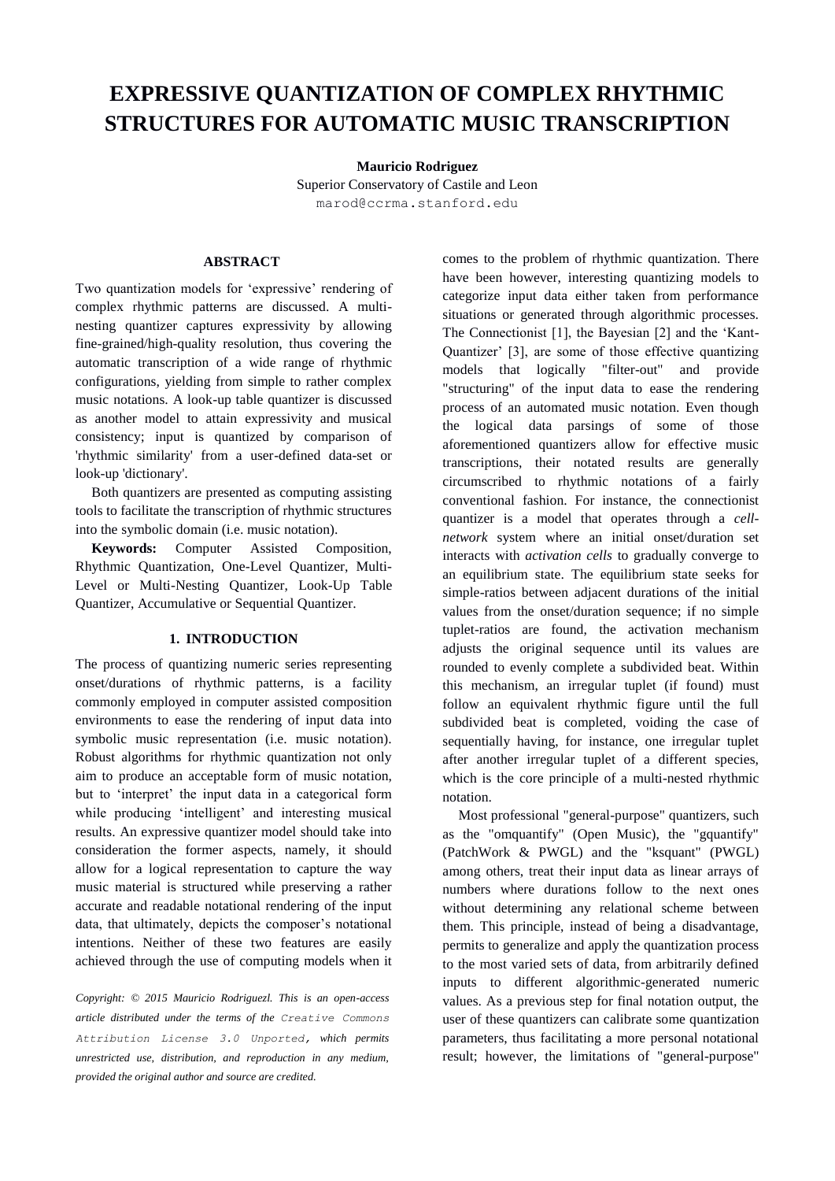# EXPRESSIVE QUANTIZATION OF COMPLEX RHYTHMIC STRUCTURES FOR AUTOMATIC MUSIC TRANSCRIPTION

**Mauricio Rodriguez**
Superior Conservatory of Castile and Leon
marod@ccrma.stanford.edu

## ABSTRACT

Two quantization models for 'expressive' rendering of complex rhythmic patterns are discussed. A multi-nesting quantizer captures expressivity by allowing fine-grained/high-quality resolution, thus covering the automatic transcription of a wide range of rhythmic configurations, yielding from simple to rather complex music notations. A look-up table quantizer is discussed as another model to attain expressivity and musical consistency; input is quantized by comparison of 'rhythmic similarity' from a user-defined data-set or look-up 'dictionary'.

Both quantizers are presented as computing assisting tools to facilitate the transcription of rhythmic structures into the symbolic domain (i.e. music notation).

**Keywords:** Computer Assisted Composition, Rhythmic Quantization, One-Level Quantizer, Multi-Level or Multi-Nesting Quantizer, Look-Up Table Quantizer, Accumulative or Sequential Quantizer.

## 1. INTRODUCTION

The process of quantizing numeric series representing onset/durations of rhythmic patterns, is a facility commonly employed in computer assisted composition environments to ease the rendering of input data into symbolic music representation (i.e. music notation). Robust algorithms for rhythmic quantization not only aim to produce an acceptable form of music notation, but to 'interpret' the input data in a categorical form while producing 'intelligent' and interesting musical results. An expressive quantizer model should take into consideration the former aspects, namely, it should allow for a logical representation to capture the way music material is structured while preserving a rather accurate and readable notational rendering of the input data, that ultimately, depicts the composer's notational intentions. Neither of these two features are easily achieved through the use of computing models when it comes to the problem of rhythmic quantization. There have been however, interesting quantizing models to categorize input data either taken from performance situations or generated through algorithmic processes. The Connectionist [1], the Bayesian [2] and the 'Kant-Quantizer' [3], are some of those effective quantizing models that logically "filter-out" and provide "structuring" of the input data to ease the rendering process of an automated music notation. Even though the logical data parsings of some of those aforementioned quantizers allow for effective music transcriptions, their notated results are generally circumscribed to rhythmic notations of a fairly conventional fashion. For instance, the connectionist quantizer is a model that operates through a *cell-network* system where an initial onset/duration set interacts with *activation cells* to gradually converge to an equilibrium state. The equilibrium state seeks for simple-ratios between adjacent durations of the initial values from the onset/duration sequence; if no simple tuplet-ratios are found, the activation mechanism adjusts the original sequence until its values are rounded to evenly complete a subdivided beat. Within this mechanism, an irregular tuplet (if found) must follow an equivalent rhythmic figure until the full subdivided beat is completed, voiding the case of sequentially having, for instance, one irregular tuplet after another irregular tuplet of a different species, which is the core principle of a multi-nested rhythmic notation.

Most professional "general-purpose" quantizers, such as the "omquantify" (Open Music), the "gquantify" (PatchWork & PWGL) and the "ksquant" (PWGL) among others, treat their input data as linear arrays of numbers where durations follow to the next ones without determining any relational scheme between them. This principle, instead of being a disadvantage, permits to generalize and apply the quantization process to the most varied sets of data, from arbitrarily defined inputs to different algorithmic-generated numeric values. As a previous step for final notation output, the user of these quantizers can calibrate some quantization parameters, thus facilitating a more personal notational result; however, the limitations of "general-purpose"

*Copyright: © 2015 Mauricio Rodriguezl. This is an open-access article distributed under the terms of the Creative Commons Attribution License 3.0 Unported, which permits unrestricted use, distribution, and reproduction in any medium, provided the original author and source are credited.*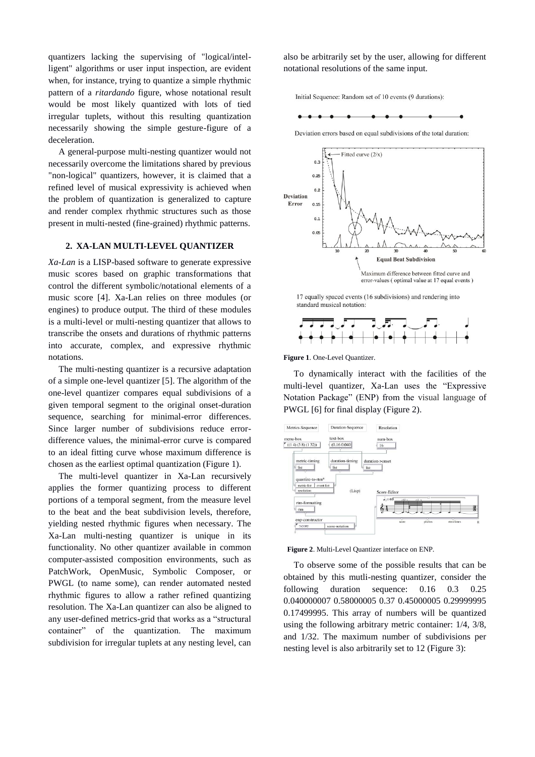quantizers lacking the supervising of "logical/intelligent" algorithms or user input inspection, are evident when, for instance, trying to quantize a simple rhythmic pattern of a *ritardando* figure, whose notational result would be most likely quantized with lots of tied irregular tuplets, without this resulting quantization necessarily showing the simple gesture-figure of a deceleration.

A general-purpose multi-nesting quantizer would not necessarily overcome the limitations shared by previous "non-logical" quantizers, however, it is claimed that a refined level of musical expressivity is achieved when the problem of quantization is generalized to capture and render complex rhythmic structures such as those present in multi-nested (fine-grained) rhythmic patterns.

## 2. XA-LAN MULTI-LEVEL QUANTIZER

*Xa-Lan* is a LISP-based software to generate expressive music scores based on graphic transformations that control the different symbolic/notational elements of a music score [4]. Xa-Lan relies on three modules (or engines) to produce output. The third of these modules is a multi-level or multi-nesting quantizer that allows to transcribe the onsets and durations of rhythmic patterns into accurate, complex, and expressive rhythmic notations.

The multi-nesting quantizer is a recursive adaptation of a simple one-level quantizer [5]. The algorithm of the one-level quantizer compares equal subdivisions of a given temporal segment to the original onset-duration sequence, searching for minimal-error differences. Since larger number of subdivisions reduce error-difference values, the minimal-error curve is compared to an ideal fitting curve whose maximum difference is chosen as the earliest optimal quantization (Figure 1).

The multi-level quantizer in Xa-Lan recursively applies the former quantizing process to different portions of a temporal segment, from the measure level to the beat and the beat subdivision levels, therefore, yielding nested rhythmic figures when necessary. The Xa-Lan multi-nesting quantizer is unique in its functionality. No other quantizer available in common computer-assisted composition environments, such as PatchWork, OpenMusic, Symbolic Composer, or PWGL (to name some), can render automated nested rhythmic figures to allow a rather refined quantizing resolution. The Xa-Lan quantizer can also be aligned to any user-defined metrics-grid that works as a "structural container" of the quantization. The maximum subdivision for irregular tuplets at any nesting level, can also be arbitrarily set by the user, allowing for different notational resolutions of the same input.

Initial Sequence: Random set of 10 events (9 durations):

Deviation errors based on equal subdivisions of the total duration:

Maximum difference between fitted curve and error-values ( optimal value at 17 equal events )

17 equally spaced events (16 subdivisions) and rendering into standard musical notation:

**Figure 1**. One-Level Quantizer.

To dynamically interact with the facilities of the multi-level quantizer, Xa-Lan uses the "Expressive Notation Package" (ENP) from the visual language of PWGL [6] for final display (Figure 2).

**Figure 2**. Multi-Level Quantizer interface on ENP.

To observe some of the possible results that can be obtained by this mutli-nesting quantizer, consider the following duration sequence: 0.16 0.3 0.25 0.040000007 0.58000005 0.37 0.45000005 0.29999995 0.17499995. This array of numbers will be quantized using the following arbitrary metric container: 1/4, 3/8, and 1/32. The maximum number of subdivisions per nesting level is also arbitrarily set to 12 (Figure 3):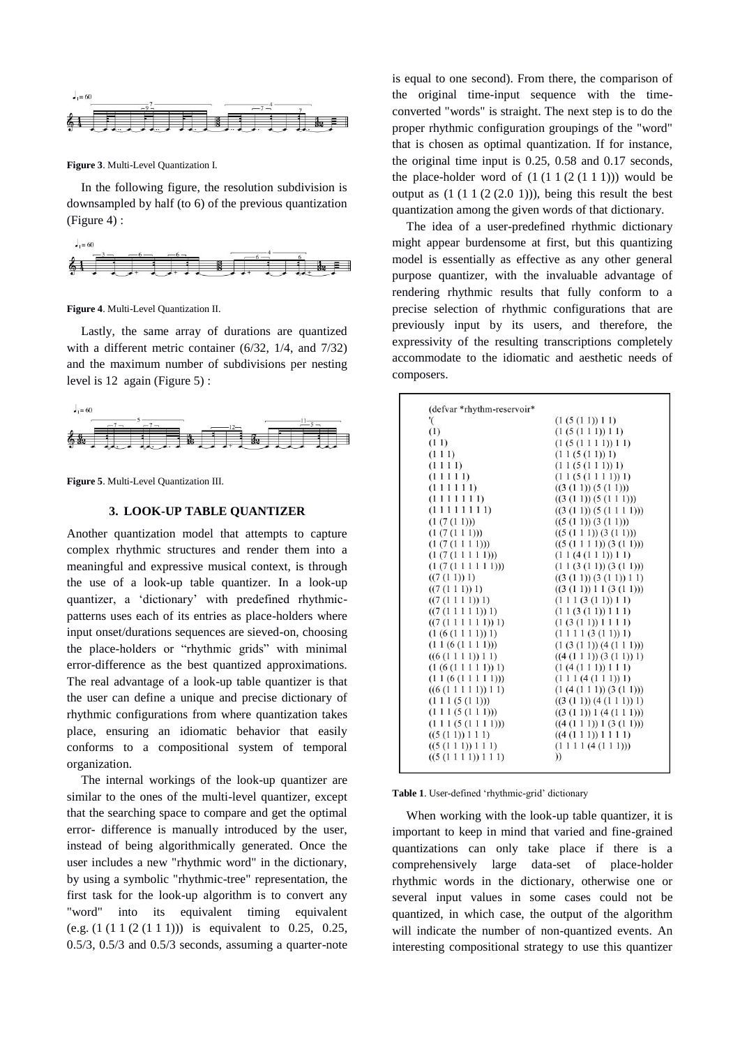**Figure 3**. Multi-Level Quantization I.

In the following figure, the resolution subdivision is downsampled by half (to 6) of the previous quantization (Figure 4) :

**Figure 4**. Multi-Level Quantization II.

Lastly, the same array of durations are quantized with a different metric container (6/32, 1/4, and 7/32) and the maximum number of subdivisions per nesting level is 12 again (Figure 5) :

**Figure 5**. Multi-Level Quantization III.

## 3. LOOK-UP TABLE QUANTIZER

Another quantization model that attempts to capture complex rhythmic structures and render them into a meaningful and expressive musical context, is through the use of a look-up table quantizer. In a look-up quantizer, a 'dictionary' with predefined rhythmic-patterns uses each of its entries as place-holders where input onset/durations sequences are sieved-on, choosing the place-holders or "rhythmic grids" with minimal error-difference as the best quantized approximations. The real advantage of a look-up table quantizer is that the user can define a unique and precise dictionary of rhythmic configurations from where quantization takes place, ensuring an idiomatic behavior that easily conforms to a compositional system of temporal organization.

The internal workings of the look-up quantizer are similar to the ones of the multi-level quantizer, except that the searching space to compare and get the optimal error- difference is manually introduced by the user, instead of being algorithmically generated. Once the user includes a new "rhythmic word" in the dictionary, by using a symbolic "rhythmic-tree" representation, the first task for the look-up algorithm is to convert any "word" into its equivalent timing equivalent (e.g. (1 (1 1 (2 (1 1 1))) is equivalent to 0.25, 0.25, 0.5/3, 0.5/3 and 0.5/3 seconds, assuming a quarter-note is equal to one second). From there, the comparison of the original time-input sequence with the time-converted "words" is straight. The next step is to do the proper rhythmic configuration groupings of the "word" that is chosen as optimal quantization. If for instance, the original time input is 0.25, 0.58 and 0.17 seconds, the place-holder word of (1 (1 1 (2 (1 1 1))) would be output as (1 (1 1 (2 (2.0 1))), being this result the best quantization among the given words of that dictionary.

The idea of a user-predefined rhythmic dictionary might appear burdensome at first, but this quantizing model is essentially as effective as any other general purpose quantizer, with the invaluable advantage of rendering rhythmic results that fully conform to a precise selection of rhythmic configurations that are previously input by its users, and therefore, the expressivity of the resulting transcriptions completely accommodate to the idiomatic and aesthetic needs of composers.

```
(defvar *rhythm-reservoir*
'(
(1)
(1 1)
(1 1 1)
(1 1 1 1)
(1 1 1 1 1)
(1 1 1 1 1 1)
(1 1 1 1 1 1 1)
(1 1 1 1 1 1 1 1)
(1 (7 (1 1)))
(1 (7 (1 1 1)))
(1 (7 (1 1 1 1)))
(1 (7 (1 1 1 1 1)))
(1 (7 (1 1 1 1 1 1)))
((7 (1 1)) 1)
((7 (1 1 1)) 1)
((7 (1 1 1 1)) 1)
((7 (1 1 1 1 1)) 1)
((7 (1 1 1 1 1 1)) 1)
(1 (6 (1 1 1 1)) 1)
(1 1 (6 (1 1 1 1)))
((6 (1 1 1 1)) 1 1)
(1 (6 (1 1 1 1 1)) 1)
(1 1 (6 (1 1 1 1 1)))
((6 (1 1 1 1 1)) 1 1)
(1 1 1 (5 (1 1)))
(1 1 1 (5 (1 1 1)))
(1 1 1 (5 (1 1 1 1)))
((5 (1 1)) 1 1 1)
((5 (1 1 1)) 1 1 1)
((5 (1 1 1 1)) 1 1 1)
(1 (5 (1 1)) 1 1)
(1 (5 (1 1 1)) 1 1)
(1 (5 (1 1 1 1)) 1 1)
(1 1 (5 (1 1)) 1)
(1 1 (5 (1 1 1)) 1)
(1 1 (5 (1 1 1 1)) 1)
((3 (1 1)) (5 (1 1)))
((3 (1 1)) (5 (1 1 1)))
((3 (1 1)) (5 (1 1 1 1)))
((5 (1 1)) (3 (1 1)))
((5 (1 1 1)) (3 (1 1)))
((5 (1 1 1 1)) (3 (1 1)))
(1 1 (4 (1 1 1)) 1 1)
(1 1 (3 (1 1)) (3 (1 1)))
((3 (1 1)) (3 (1 1)) 1 1)
((3 (1 1)) 1 1 (3 (1 1)))
(1 1 1 (3 (1 1)) 1 1)
(1 1 (3 (1 1)) 1 1 1)
(1 (3 (1 1)) 1 1 1 1)
(1 1 1 1 (3 (1 1)) 1)
(1 (3 (1 1)) (4 (1 1 1)))
((4 (1 1 1)) (3 (1 1)) 1)
(1 (4 (1 1 1)) 1 1 1)
(1 1 1 (4 (1 1 1)) 1)
(1 (4 (1 1 1)) (3 (1 1)))
((3 (1 1)) (4 (1 1 1)) 1)
((3 (1 1)) 1 (4 (1 1 1)))
((4 (1 1 1)) 1 (3 (1 1)))
((4 (1 1 1)) 1 1 1 1)
(1 1 1 1 (4 (1 1 1)))
))
```

**Table 1**. User-defined 'rhythmic-grid' dictionary

When working with the look-up table quantizer, it is important to keep in mind that varied and fine-grained quantizations can only take place if there is a comprehensively large data-set of place-holder rhythmic words in the dictionary, otherwise one or several input values in some cases could not be quantized, in which case, the output of the algorithm will indicate the number of non-quantized events. An interesting compositional strategy to use this quantizer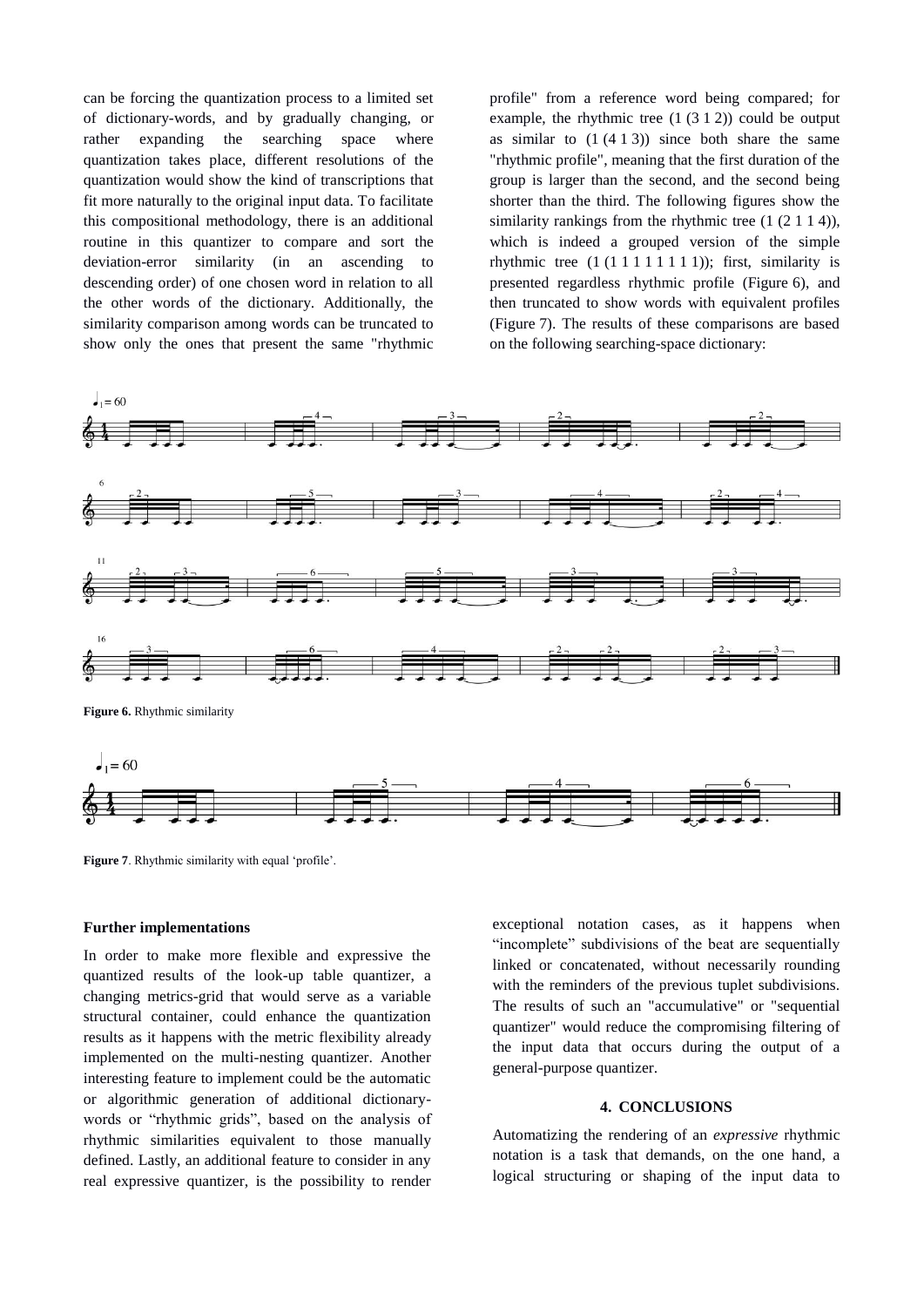can be forcing the quantization process to a limited set of dictionary-words, and by gradually changing, or rather expanding the searching space where quantization takes place, different resolutions of the quantization would show the kind of transcriptions that fit more naturally to the original input data. To facilitate this compositional methodology, there is an additional routine in this quantizer to compare and sort the deviation-error similarity (in an ascending to descending order) of one chosen word in relation to all the other words of the dictionary. Additionally, the similarity comparison among words can be truncated to show only the ones that present the same "rhythmic profile" from a reference word being compared; for example, the rhythmic tree (1 (3 1 2)) could be output as similar to (1 (4 1 3)) since both share the same "rhythmic profile", meaning that the first duration of the group is larger than the second, and the second being shorter than the third. The following figures show the similarity rankings from the rhythmic tree (1 (2 1 1 4)), which is indeed a grouped version of the simple rhythmic tree (1 (1 1 1 1 1 1 1 1)); first, similarity is presented regardless rhythmic profile (Figure 6), and then truncated to show words with equivalent profiles (Figure 7). The results of these comparisons are based on the following searching-space dictionary:

**Figure 6.** Rhythmic similarity

**Figure 7**. Rhythmic similarity with equal 'profile'.

**Further implementations**

In order to make more flexible and expressive the quantized results of the look-up table quantizer, a changing metrics-grid that would serve as a variable structural container, could enhance the quantization results as it happens with the metric flexibility already implemented on the multi-nesting quantizer. Another interesting feature to implement could be the automatic or algorithmic generation of additional dictionary-words or "rhythmic grids", based on the analysis of rhythmic similarities equivalent to those manually defined. Lastly, an additional feature to consider in any real expressive quantizer, is the possibility to render exceptional notation cases, as it happens when "incomplete" subdivisions of the beat are sequentially linked or concatenated, without necessarily rounding with the reminders of the previous tuplet subdivisions. The results of such an "accumulative" or "sequential quantizer" would reduce the compromising filtering of the input data that occurs during the output of a general-purpose quantizer.

## 4. CONCLUSIONS

Automatizing the rendering of an *expressive* rhythmic notation is a task that demands, on the one hand, a logical structuring or shaping of the input data to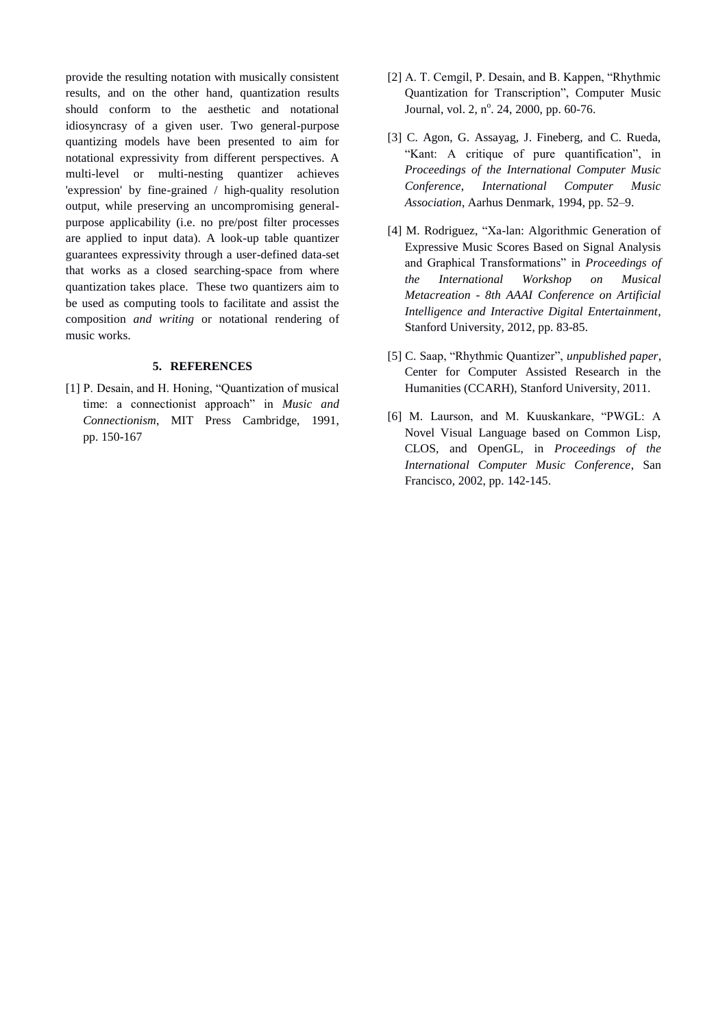provide the resulting notation with musically consistent results, and on the other hand, quantization results should conform to the aesthetic and notational idiosyncrasy of a given user. Two general-purpose quantizing models have been presented to aim for notational expressivity from different perspectives. A multi-level or multi-nesting quantizer achieves 'expression' by fine-grained / high-quality resolution output, while preserving an uncompromising general-purpose applicability (i.e. no pre/post filter processes are applied to input data). A look-up table quantizer guarantees expressivity through a user-defined data-set that works as a closed searching-space from where quantization takes place. These two quantizers aim to be used as computing tools to facilitate and assist the composition *and writing* or notational rendering of music works.

## 5. REFERENCES

[1] P. Desain, and H. Honing, "Quantization of musical time: a connectionist approach" in *Music and Connectionism*, MIT Press Cambridge, 1991, pp. 150-167

[2] A. T. Cemgil, P. Desain, and B. Kappen, "Rhythmic Quantization for Transcription", Computer Music Journal, vol. 2, nº. 24, 2000, pp. 60-76.

[3] C. Agon, G. Assayag, J. Fineberg, and C. Rueda, "Kant: A critique of pure quantification", in *Proceedings of the International Computer Music Conference*, *International Computer Music Association*, Aarhus Denmark, 1994, pp. 52–9.

[4] M. Rodriguez, "Xa-lan: Algorithmic Generation of Expressive Music Scores Based on Signal Analysis and Graphical Transformations" in *Proceedings of the International Workshop on Musical Metacreation - 8th AAAI Conference on Artificial Intelligence and Interactive Digital Entertainment*, Stanford University, 2012, pp. 83-85.

[5] C. Saap, "Rhythmic Quantizer", *unpublished paper*, Center for Computer Assisted Research in the Humanities (CCARH), Stanford University, 2011.

[6] M. Laurson, and M. Kuuskankare, "PWGL: A Novel Visual Language based on Common Lisp, CLOS, and OpenGL, in *Proceedings of the International Computer Music Conference*, San Francisco, 2002, pp. 142-145.